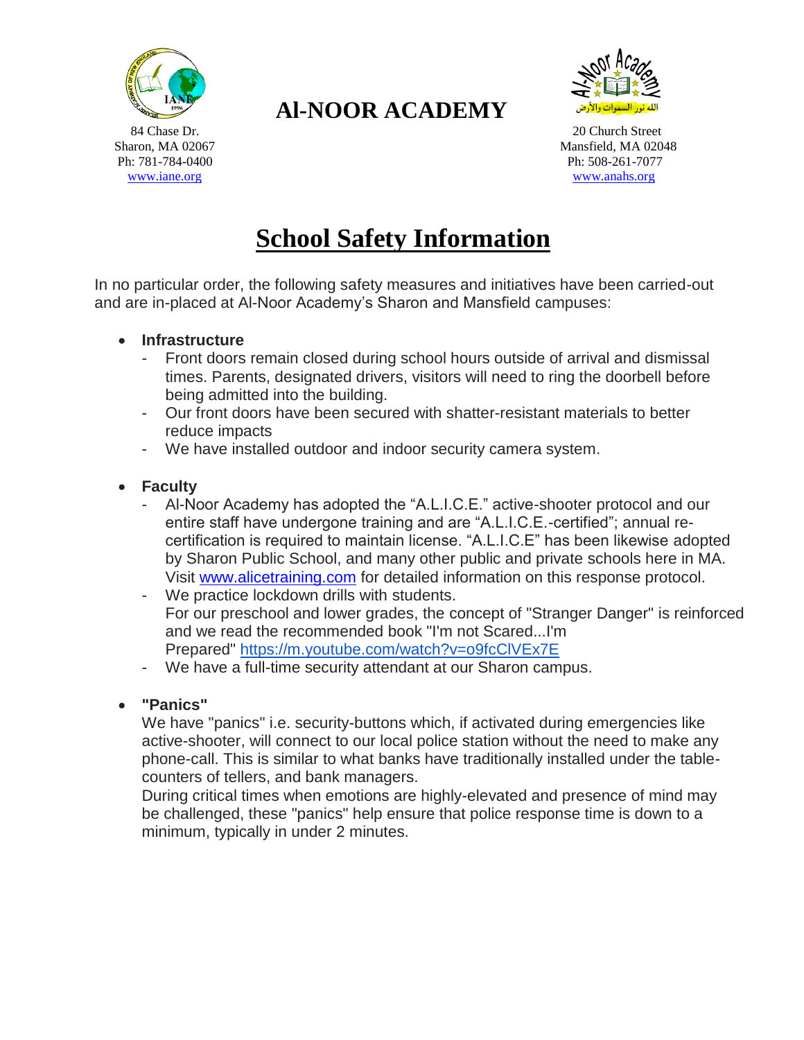# Al-NOOR ACADEMY

84 Chase Dr.
Sharon, MA 02067
Ph: 781-784-0400
www.iane.org

20 Church Street
Mansfield, MA 02048
Ph: 508-261-7077
www.anahs.org

## School Safety Information

In no particular order, the following safety measures and initiatives have been carried-out and are in-placed at Al-Noor Academy's Sharon and Mansfield campuses:

- **Infrastructure**
  - Front doors remain closed during school hours outside of arrival and dismissal times. Parents, designated drivers, visitors will need to ring the doorbell before being admitted into the building.
  - Our front doors have been secured with shatter-resistant materials to better reduce impacts
  - We have installed outdoor and indoor security camera system.

- **Faculty**
  - Al-Noor Academy has adopted the "A.L.I.C.E." active-shooter protocol and our entire staff have undergone training and are "A.L.I.C.E.-certified"; annual re-certification is required to maintain license. "A.L.I.C.E" has been likewise adopted by Sharon Public School, and many other public and private schools here in MA. Visit www.alicetraining.com for detailed information on this response protocol.
  - We practice lockdown drills with students.
    For our preschool and lower grades, the concept of "Stranger Danger" is reinforced and we read the recommended book "I'm not Scared...I'm Prepared" https://m.youtube.com/watch?v=o9fcClVEx7E
  - We have a full-time security attendant at our Sharon campus.

- **"Panics"**

  We have "panics" i.e. security-buttons which, if activated during emergencies like active-shooter, will connect to our local police station without the need to make any phone-call. This is similar to what banks have traditionally installed under the table-counters of tellers, and bank managers.

  During critical times when emotions are highly-elevated and presence of mind may be challenged, these "panics" help ensure that police response time is down to a minimum, typically in under 2 minutes.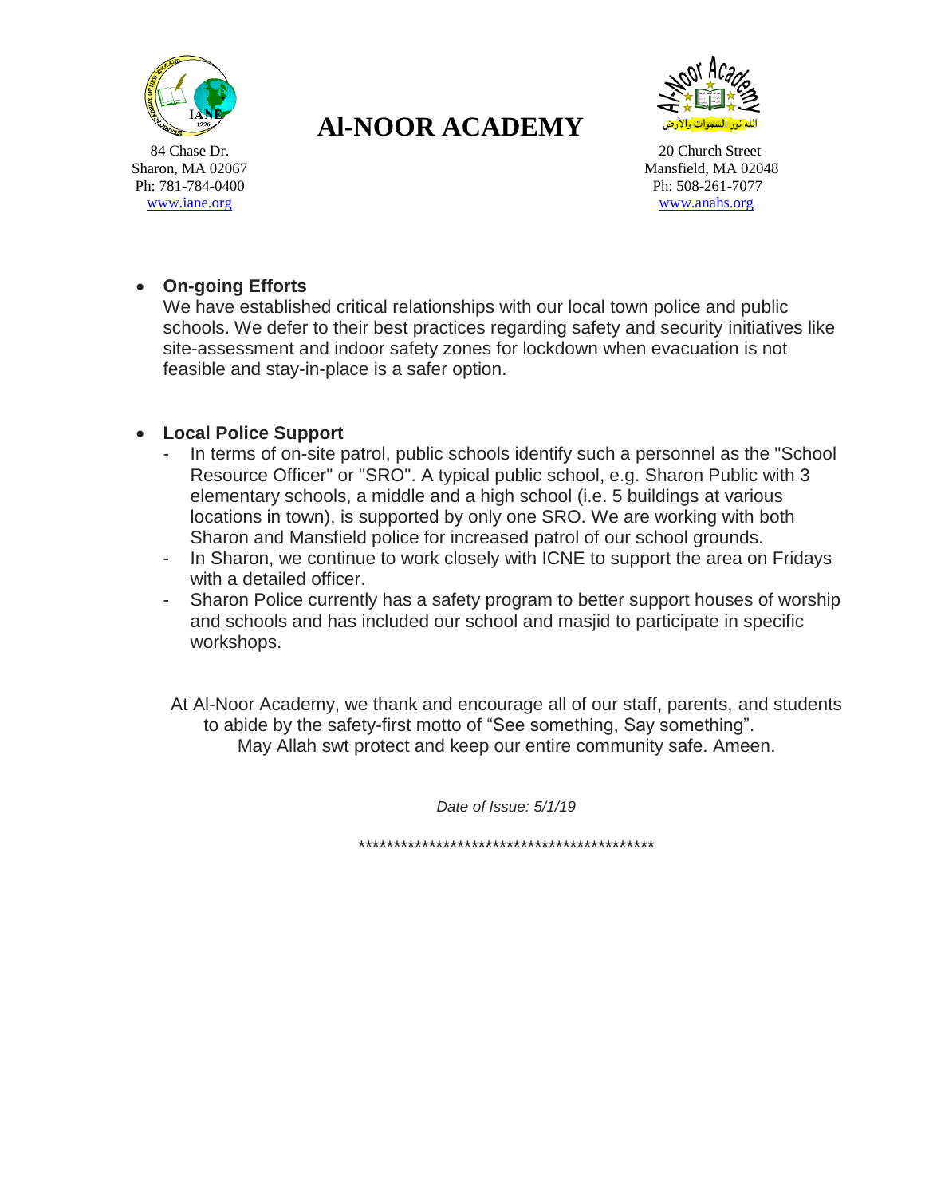84 Chase Dr.
Sharon, MA 02067
Ph: 781-784-0400
www.iane.org

# Al-NOOR ACADEMY

الله نور السموات والأرض

20 Church Street
Mansfield, MA 02048
Ph: 508-261-7077
www.anahs.org

- **On-going Efforts**
  We have established critical relationships with our local town police and public schools. We defer to their best practices regarding safety and security initiatives like site-assessment and indoor safety zones for lockdown when evacuation is not feasible and stay-in-place is a safer option.

- **Local Police Support**
  - In terms of on-site patrol, public schools identify such a personnel as the "School Resource Officer" or "SRO". A typical public school, e.g. Sharon Public with 3 elementary schools, a middle and a high school (i.e. 5 buildings at various locations in town), is supported by only one SRO. We are working with both Sharon and Mansfield police for increased patrol of our school grounds.
  - In Sharon, we continue to work closely with ICNE to support the area on Fridays with a detailed officer.
  - Sharon Police currently has a safety program to better support houses of worship and schools and has included our school and masjid to participate in specific workshops.

At Al-Noor Academy, we thank and encourage all of our staff, parents, and students to abide by the safety-first motto of "See something, Say something". May Allah swt protect and keep our entire community safe. Ameen.

*Date of Issue: 5/1/19*

*******************************************